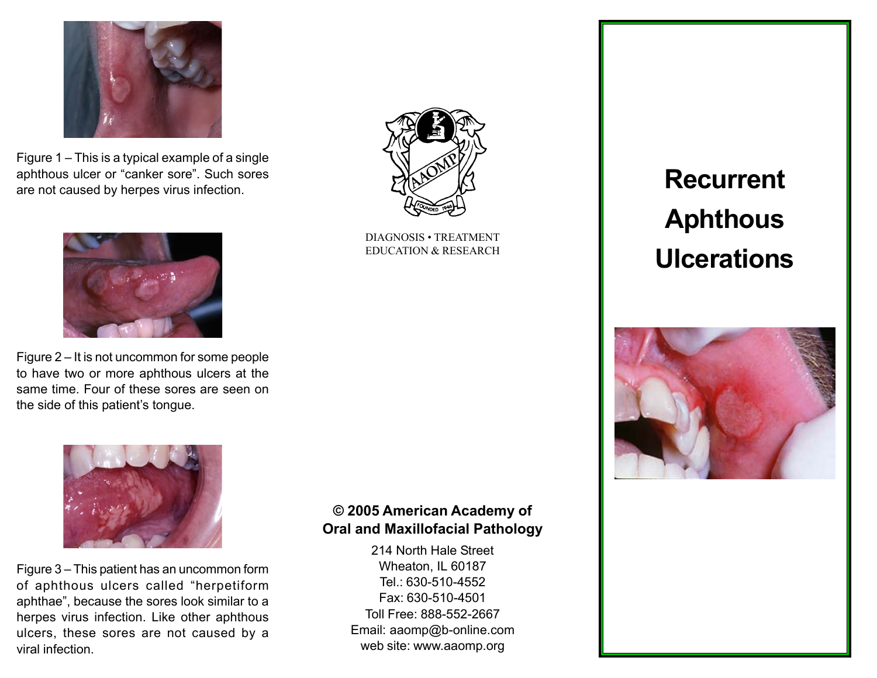Figure 1 – This is a typical example of a single aphthous ulcer or "canker sore". Such sores are not caused by herpes virus infection.

Figure 2 – It is not uncommon for some people to have two or more aphthous ulcers at the same time. Four of these sores are seen on the side of this patient's tongue.

Figure 3 – This patient has an uncommon form of aphthous ulcers called "herpetiform aphthae", because the sores look similar to a herpes virus infection. Like other aphthous ulcers, these sores are not caused by a viral infection.

AAOMP

FOUNDED 1946

DIAGNOSIS • TREATMENT
EDUCATION & RESEARCH

**© 2005 American Academy of Oral and Maxillofacial Pathology**

214 North Hale Street
Wheaton, IL 60187
Tel.: 630-510-4552
Fax: 630-510-4501
Toll Free: 888-552-2667
Email: aaomp@b-online.com
web site: www.aaomp.org

# Recurrent Aphthous Ulcerations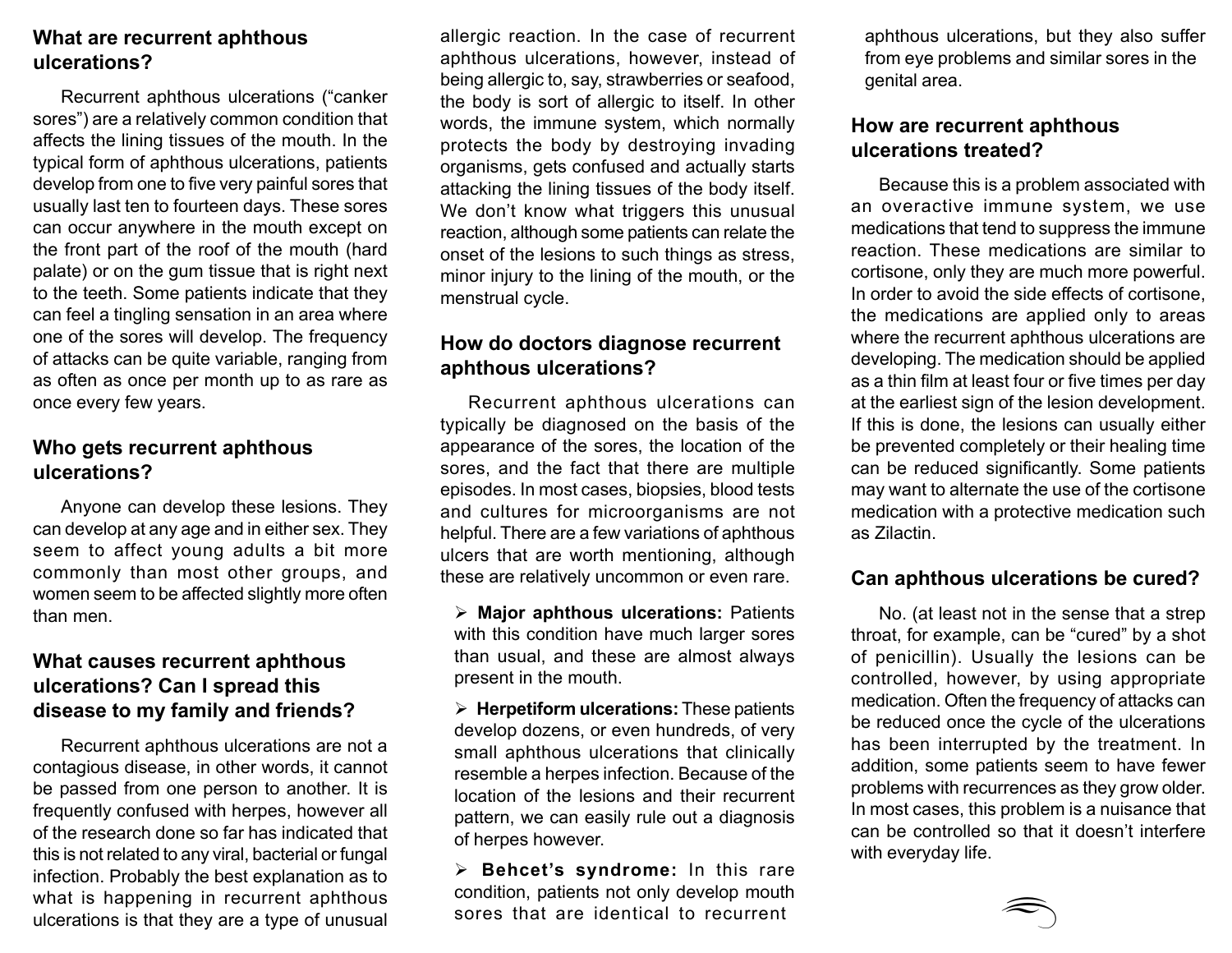## What are recurrent aphthous ulcerations?

Recurrent aphthous ulcerations ("canker sores") are a relatively common condition that affects the lining tissues of the mouth. In the typical form of aphthous ulcerations, patients develop from one to five very painful sores that usually last ten to fourteen days. These sores can occur anywhere in the mouth except on the front part of the roof of the mouth (hard palate) or on the gum tissue that is right next to the teeth. Some patients indicate that they can feel a tingling sensation in an area where one of the sores will develop. The frequency of attacks can be quite variable, ranging from as often as once per month up to as rare as once every few years.

## Who gets recurrent aphthous ulcerations?

Anyone can develop these lesions. They can develop at any age and in either sex. They seem to affect young adults a bit more commonly than most other groups, and women seem to be affected slightly more often than men.

## What causes recurrent aphthous ulcerations? Can I spread this disease to my family and friends?

Recurrent aphthous ulcerations are not a contagious disease, in other words, it cannot be passed from one person to another. It is frequently confused with herpes, however all of the research done so far has indicated that this is not related to any viral, bacterial or fungal infection. Probably the best explanation as to what is happening in recurrent aphthous ulcerations is that they are a type of unusual allergic reaction. In the case of recurrent aphthous ulcerations, however, instead of being allergic to, say, strawberries or seafood, the body is sort of allergic to itself. In other words, the immune system, which normally protects the body by destroying invading organisms, gets confused and actually starts attacking the lining tissues of the body itself. We don't know what triggers this unusual reaction, although some patients can relate the onset of the lesions to such things as stress, minor injury to the lining of the mouth, or the menstrual cycle.

## How do doctors diagnose recurrent aphthous ulcerations?

Recurrent aphthous ulcerations can typically be diagnosed on the basis of the appearance of the sores, the location of the sores, and the fact that there are multiple episodes. In most cases, biopsies, blood tests and cultures for microorganisms are not helpful. There are a few variations of aphthous ulcers that are worth mentioning, although these are relatively uncommon or even rare.

- **Major aphthous ulcerations:** Patients with this condition have much larger sores than usual, and these are almost always present in the mouth.
- **Herpetiform ulcerations:** These patients develop dozens, or even hundreds, of very small aphthous ulcerations that clinically resemble a herpes infection. Because of the location of the lesions and their recurrent pattern, we can easily rule out a diagnosis of herpes however.
- **Behcet's syndrome:** In this rare condition, patients not only develop mouth sores that are identical to recurrent aphthous ulcerations, but they also suffer from eye problems and similar sores in the genital area.

## How are recurrent aphthous ulcerations treated?

Because this is a problem associated with an overactive immune system, we use medications that tend to suppress the immune reaction. These medications are similar to cortisone, only they are much more powerful. In order to avoid the side effects of cortisone, the medications are applied only to areas where the recurrent aphthous ulcerations are developing. The medication should be applied as a thin film at least four or five times per day at the earliest sign of the lesion development. If this is done, the lesions can usually either be prevented completely or their healing time can be reduced significantly. Some patients may want to alternate the use of the cortisone medication with a protective medication such as Zilactin.

## Can aphthous ulcerations be cured?

No. (at least not in the sense that a strep throat, for example, can be "cured" by a shot of penicillin). Usually the lesions can be controlled, however, by using appropriate medication. Often the frequency of attacks can be reduced once the cycle of the ulcerations has been interrupted by the treatment. In addition, some patients seem to have fewer problems with recurrences as they grow older. In most cases, this problem is a nuisance that can be controlled so that it doesn't interfere with everyday life.